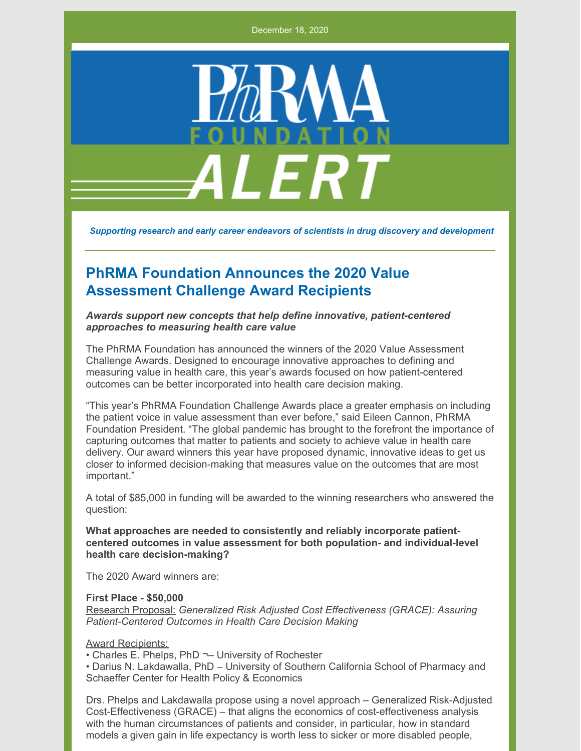December 18, 2020

PhRMA FOUNDATION ALERT

*Supporting research and early career endeavors of scientists in drug discovery and development*

## PhRMA Foundation Announces the 2020 Value Assessment Challenge Award Recipients

***Awards support new concepts that help define innovative, patient-centered approaches to measuring health care value***

The PhRMA Foundation has announced the winners of the 2020 Value Assessment Challenge Awards. Designed to encourage innovative approaches to defining and measuring value in health care, this year's awards focused on how patient-centered outcomes can be better incorporated into health care decision making.

"This year's PhRMA Foundation Challenge Awards place a greater emphasis on including the patient voice in value assessment than ever before," said Eileen Cannon, PhRMA Foundation President. "The global pandemic has brought to the forefront the importance of capturing outcomes that matter to patients and society to achieve value in health care delivery. Our award winners this year have proposed dynamic, innovative ideas to get us closer to informed decision-making that measures value on the outcomes that are most important."

A total of $85,000 in funding will be awarded to the winning researchers who answered the question:

**What approaches are needed to consistently and reliably incorporate patient-centered outcomes in value assessment for both population- and individual-level health care decision-making?**

The 2020 Award winners are:

**First Place - $50,000**
Research Proposal: *Generalized Risk Adjusted Cost Effectiveness (GRACE): Assuring Patient-Centered Outcomes in Health Care Decision Making*

Award Recipients:
• Charles E. Phelps, PhD ¬– University of Rochester
• Darius N. Lakdawalla, PhD – University of Southern California School of Pharmacy and Schaeffer Center for Health Policy & Economics

Drs. Phelps and Lakdawalla propose using a novel approach – Generalized Risk-Adjusted Cost-Effectiveness (GRACE) – that aligns the economics of cost-effectiveness analysis with the human circumstances of patients and consider, in particular, how in standard models a given gain in life expectancy is worth less to sicker or more disabled people,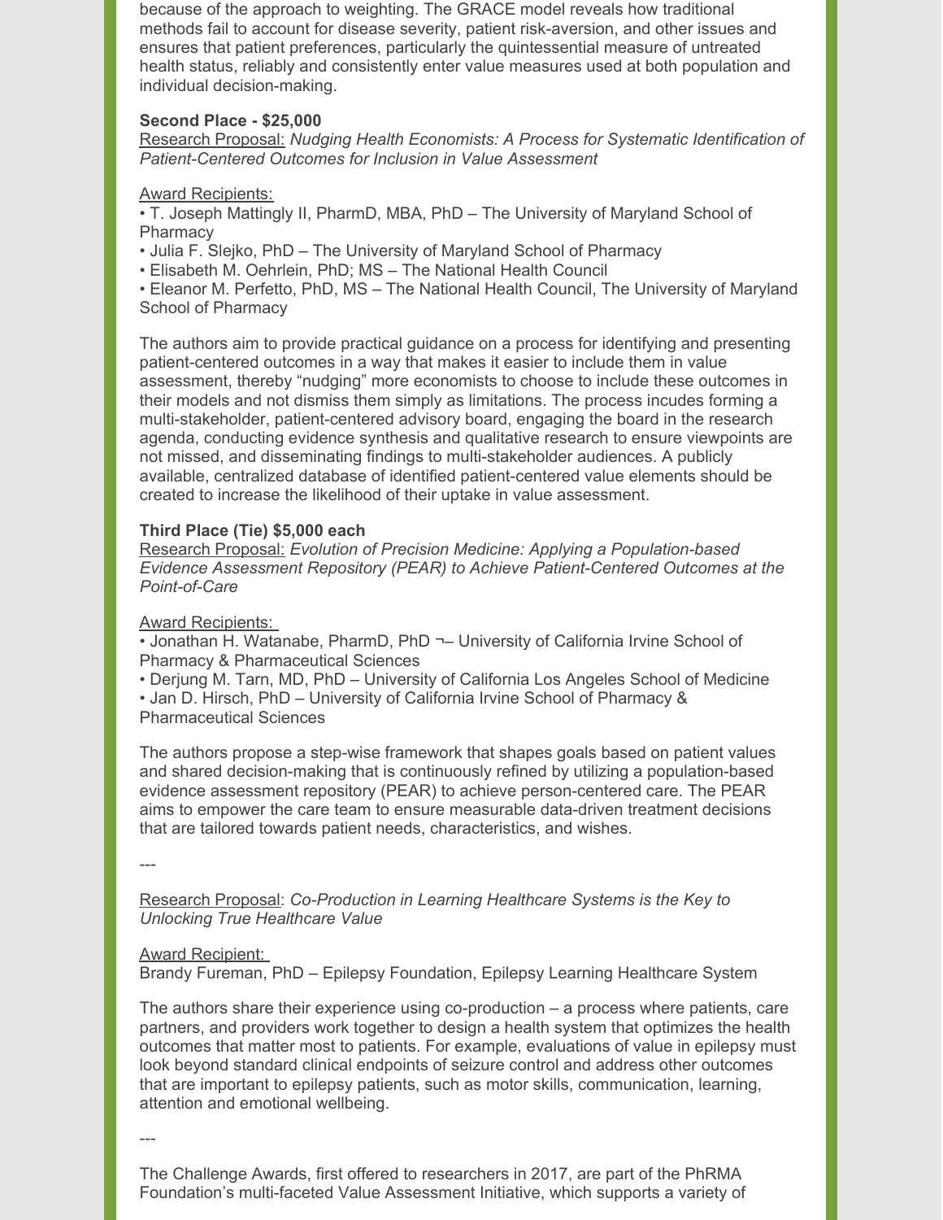because of the approach to weighting. The GRACE model reveals how traditional methods fail to account for disease severity, patient risk-aversion, and other issues and ensures that patient preferences, particularly the quintessential measure of untreated health status, reliably and consistently enter value measures used at both population and individual decision-making.

**Second Place - $25,000**

Research Proposal: *Nudging Health Economists: A Process for Systematic Identification of Patient-Centered Outcomes for Inclusion in Value Assessment*

Award Recipients:

- T. Joseph Mattingly II, PharmD, MBA, PhD – The University of Maryland School of Pharmacy
- Julia F. Slejko, PhD – The University of Maryland School of Pharmacy
- Elisabeth M. Oehrlein, PhD; MS – The National Health Council
- Eleanor M. Perfetto, PhD, MS – The National Health Council, The University of Maryland School of Pharmacy

The authors aim to provide practical guidance on a process for identifying and presenting patient-centered outcomes in a way that makes it easier to include them in value assessment, thereby "nudging" more economists to choose to include these outcomes in their models and not dismiss them simply as limitations. The process incudes forming a multi-stakeholder, patient-centered advisory board, engaging the board in the research agenda, conducting evidence synthesis and qualitative research to ensure viewpoints are not missed, and disseminating findings to multi-stakeholder audiences. A publicly available, centralized database of identified patient-centered value elements should be created to increase the likelihood of their uptake in value assessment.

**Third Place (Tie) $5,000 each**

Research Proposal: *Evolution of Precision Medicine: Applying a Population-based Evidence Assessment Repository (PEAR) to Achieve Patient-Centered Outcomes at the Point-of-Care*

Award Recipients:

- Jonathan H. Watanabe, PharmD, PhD ¬– University of California Irvine School of Pharmacy & Pharmaceutical Sciences
- Derjung M. Tarn, MD, PhD – University of California Los Angeles School of Medicine
- Jan D. Hirsch, PhD – University of California Irvine School of Pharmacy & Pharmaceutical Sciences

The authors propose a step-wise framework that shapes goals based on patient values and shared decision-making that is continuously refined by utilizing a population-based evidence assessment repository (PEAR) to achieve person-centered care. The PEAR aims to empower the care team to ensure measurable data-driven treatment decisions that are tailored towards patient needs, characteristics, and wishes.

---

Research Proposal: *Co-Production in Learning Healthcare Systems is the Key to Unlocking True Healthcare Value*

Award Recipient:

Brandy Fureman, PhD – Epilepsy Foundation, Epilepsy Learning Healthcare System

The authors share their experience using co-production – a process where patients, care partners, and providers work together to design a health system that optimizes the health outcomes that matter most to patients. For example, evaluations of value in epilepsy must look beyond standard clinical endpoints of seizure control and address other outcomes that are important to epilepsy patients, such as motor skills, communication, learning, attention and emotional wellbeing.

---

The Challenge Awards, first offered to researchers in 2017, are part of the PhRMA Foundation's multi-faceted Value Assessment Initiative, which supports a variety of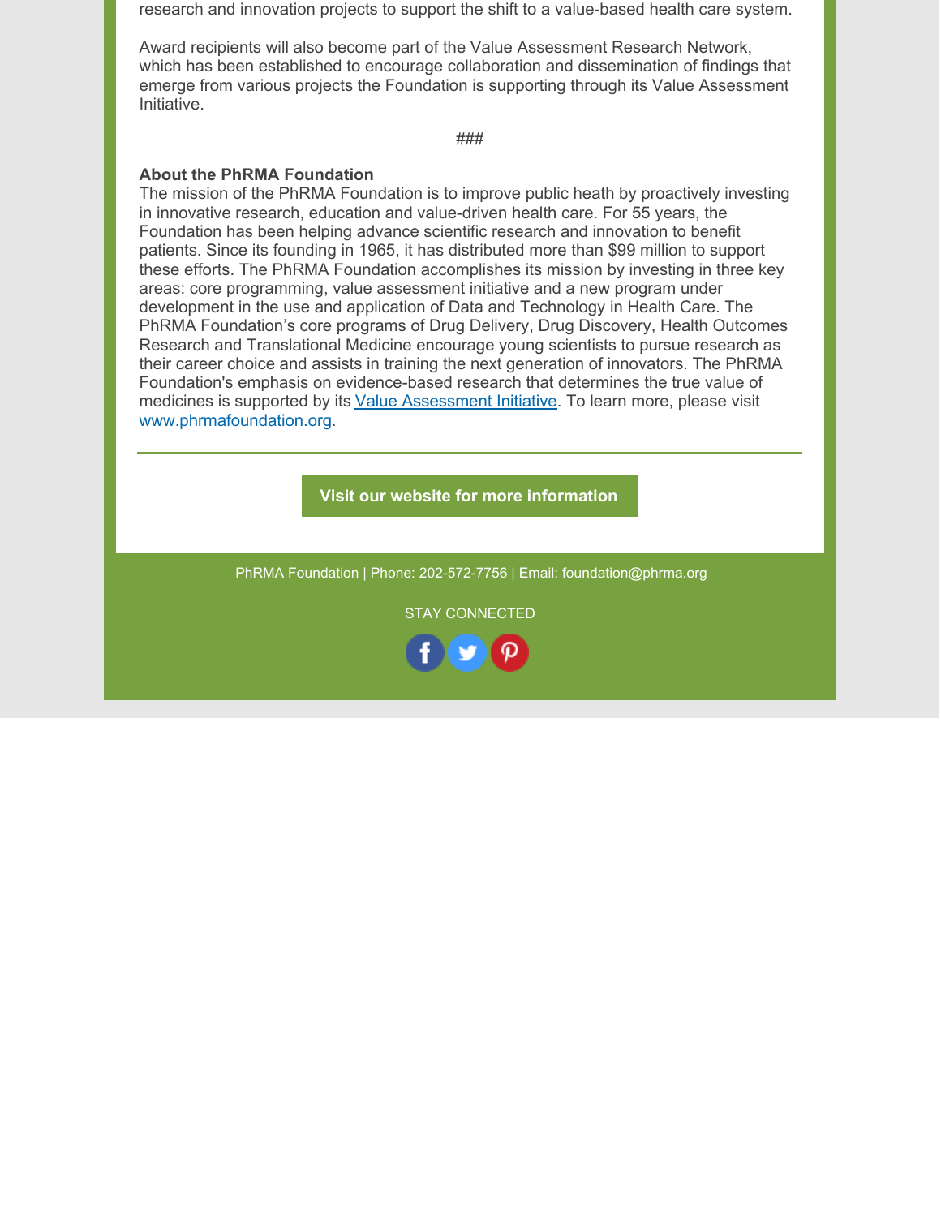research and innovation projects to support the shift to a value-based health care system.

Award recipients will also become part of the Value Assessment Research Network, which has been established to encourage collaboration and dissemination of findings that emerge from various projects the Foundation is supporting through its Value Assessment Initiative.

###

**About the PhRMA Foundation**

The mission of the PhRMA Foundation is to improve public heath by proactively investing in innovative research, education and value-driven health care. For 55 years, the Foundation has been helping advance scientific research and innovation to benefit patients. Since its founding in 1965, it has distributed more than $99 million to support these efforts. The PhRMA Foundation accomplishes its mission by investing in three key areas: core programming, value assessment initiative and a new program under development in the use and application of Data and Technology in Health Care. The PhRMA Foundation's core programs of Drug Delivery, Drug Discovery, Health Outcomes Research and Translational Medicine encourage young scientists to pursue research as their career choice and assists in training the next generation of innovators. The PhRMA Foundation's emphasis on evidence-based research that determines the true value of medicines is supported by its [Value Assessment Initiative](). To learn more, please visit [www.phrmafoundation.org]().

---

**Visit our website for more information**

PhRMA Foundation | Phone: 202-572-7756 | Email: foundation@phrma.org

STAY CONNECTED